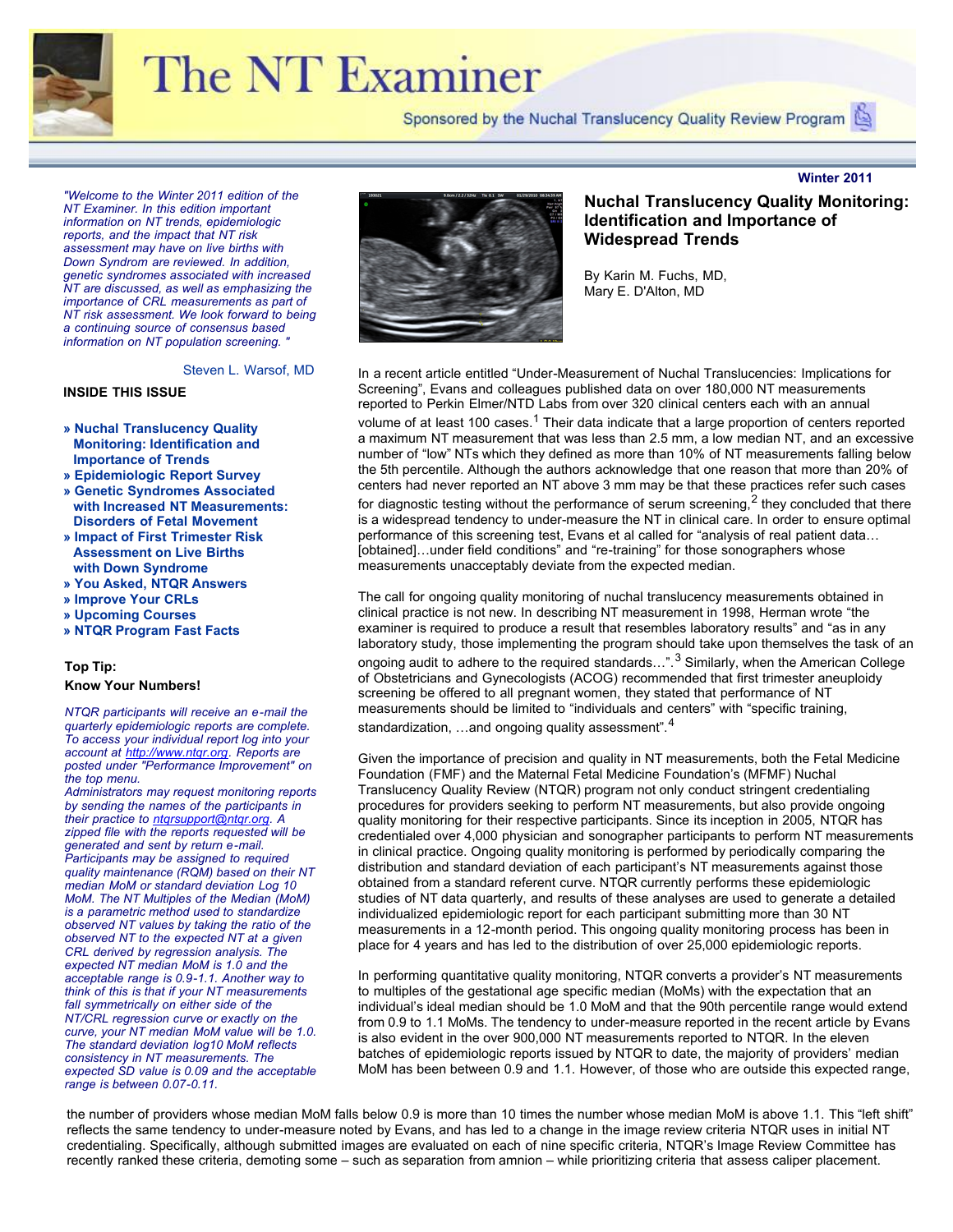# The NT Examiner

Sponsored by the Nuchal Translucency Quality Review Program

**Winter 2011**

*"Welcome to the Winter 2011 edition of the NT Examiner. In this edition important information on NT trends, epidemiologic reports, and the impact that NT risk assessment may have on live births with Down Syndrom are reviewed. In addition, genetic syndromes associated with increased NT are discussed, as well as emphasizing the importance of CRL measurements as part of NT risk assessment. We look forward to being a continuing source of consensus based information on NT population screening. "*

Steven L. Warsof, MD

**INSIDE THIS ISSUE**

- **» Nuchal Translucency Quality Monitoring: Identification and Importance of Trends**
- **» Epidemiologic Report Survey**
- **» Genetic Syndromes Associated with Increased NT Measurements: Disorders of Fetal Movement**
- **» Impact of First Trimester Risk Assessment on Live Births with Down Syndrome**
- **» You Asked, NTQR Answers**
- **» Improve Your CRLs**
- **» Upcoming Courses**
- **» NTQR Program Fast Facts**

**Top Tip:**
**Know Your Numbers!**

*NTQR participants will receive an e-mail the quarterly epidemiologic reports are complete. To access your individual report log into your account at http://www.ntqr.org. Reports are posted under "Performance Improvement" on the top menu.*
*Administrators may request monitoring reports by sending the names of the participants in their practice to ntqrsupport@ntqr.org. A zipped file with the reports requested will be generated and sent by return e-mail.*
*Participants may be assigned to required quality maintenance (RQM) based on their NT median MoM or standard deviation Log 10 MoM. The NT Multiples of the Median (MoM) is a parametric method used to standardize observed NT values by taking the ratio of the observed NT to the expected NT at a given CRL derived by regression analysis. The expected NT median MoM is 1.0 and the acceptable range is 0.9-1.1. Another way to think of this is that if your NT measurements fall symmetrically on either side of the NT/CRL regression curve or exactly on the curve, your NT median MoM value will be 1.0. The standard deviation log10 MoM reflects consistency in NT measurements. The expected SD value is 0.09 and the acceptable range is between 0.07-0.11.*

## Nuchal Translucency Quality Monitoring: Identification and Importance of Widespread Trends

By Karin M. Fuchs, MD,
Mary E. D'Alton, MD

In a recent article entitled “Under-Measurement of Nuchal Translucencies: Implications for Screening”, Evans and colleagues published data on over 180,000 NT measurements reported to Perkin Elmer/NTD Labs from over 320 clinical centers each with an annual volume of at least 100 cases.[1] Their data indicate that a large proportion of centers reported a maximum NT measurement that was less than 2.5 mm, a low median NT, and an excessive number of “low” NTs which they defined as more than 10% of NT measurements falling below the 5th percentile. Although the authors acknowledge that one reason that more than 20% of centers had never reported an NT above 3 mm may be that these practices refer such cases for diagnostic testing without the performance of serum screening,[2] they concluded that there is a widespread tendency to under-measure the NT in clinical care. In order to ensure optimal performance of this screening test, Evans et al called for “analysis of real patient data…[obtained]…under field conditions” and “re-training” for those sonographers whose measurements unacceptably deviate from the expected median.

The call for ongoing quality monitoring of nuchal translucency measurements obtained in clinical practice is not new. In describing NT measurement in 1998, Herman wrote “the examiner is required to produce a result that resembles laboratory results” and “as in any laboratory study, those implementing the program should take upon themselves the task of an ongoing audit to adhere to the required standards…”.[3] Similarly, when the American College of Obstetricians and Gynecologists (ACOG) recommended that first trimester aneuploidy screening be offered to all pregnant women, they stated that performance of NT measurements should be limited to “individuals and centers” with “specific training, standardization, …and ongoing quality assessment”.[4]

Given the importance of precision and quality in NT measurements, both the Fetal Medicine Foundation (FMF) and the Maternal Fetal Medicine Foundation’s (MFMF) Nuchal Translucency Quality Review (NTQR) program not only conduct stringent credentialing procedures for providers seeking to perform NT measurements, but also provide ongoing quality monitoring for their respective participants. Since its inception in 2005, NTQR has credentialed over 4,000 physician and sonographer participants to perform NT measurements in clinical practice. Ongoing quality monitoring is performed by periodically comparing the distribution and standard deviation of each participant’s NT measurements against those obtained from a standard referent curve. NTQR currently performs these epidemiologic studies of NT data quarterly, and results of these analyses are used to generate a detailed individualized epidemiologic report for each participant submitting more than 30 NT measurements in a 12-month period. This ongoing quality monitoring process has been in place for 4 years and has led to the distribution of over 25,000 epidemiologic reports.

In performing quantitative quality monitoring, NTQR converts a provider’s NT measurements to multiples of the gestational age specific median (MoMs) with the expectation that an individual’s ideal median should be 1.0 MoM and that the 90th percentile range would extend from 0.9 to 1.1 MoMs. The tendency to under-measure reported in the recent article by Evans is also evident in the over 900,000 NT measurements reported to NTQR. In the eleven batches of epidemiologic reports issued by NTQR to date, the majority of providers’ median MoM has been between 0.9 and 1.1. However, of those who are outside this expected range, the number of providers whose median MoM falls below 0.9 is more than 10 times the number whose median MoM is above 1.1. This “left shift” reflects the same tendency to under-measure noted by Evans, and has led to a change in the image review criteria NTQR uses in initial NT credentialing. Specifically, although submitted images are evaluated on each of nine specific criteria, NTQR’s Image Review Committee has recently ranked these criteria, demoting some – such as separation from amnion – while prioritizing criteria that assess caliper placement.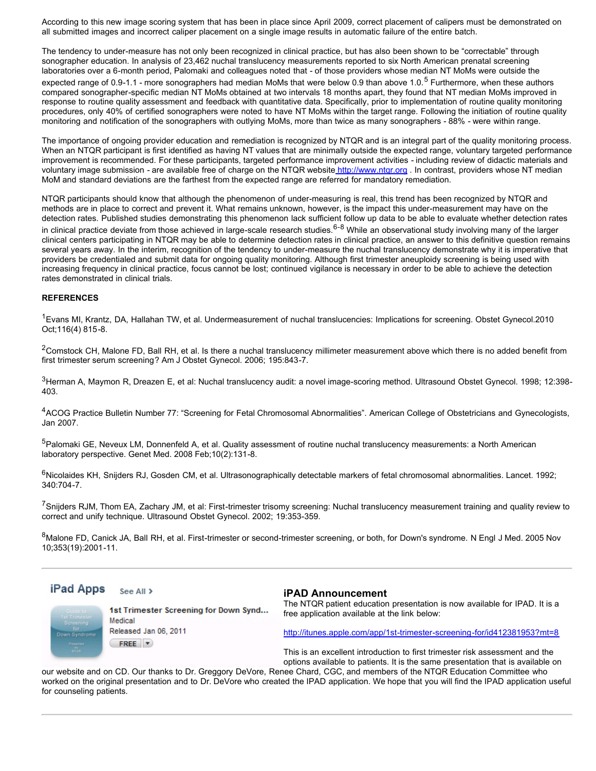According to this new image scoring system that has been in place since April 2009, correct placement of calipers must be demonstrated on all submitted images and incorrect caliper placement on a single image results in automatic failure of the entire batch.

The tendency to under-measure has not only been recognized in clinical practice, but has also been shown to be "correctable" through sonographer education. In analysis of 23,462 nuchal translucency measurements reported to six North American prenatal screening laboratories over a 6-month period, Palomaki and colleagues noted that - of those providers whose median NT MoMs were outside the expected range of 0.9-1.1 - more sonographers had median MoMs that were below 0.9 than above 1.0.[5] Furthermore, when these authors compared sonographer-specific median NT MoMs obtained at two intervals 18 months apart, they found that NT median MoMs improved in response to routine quality assessment and feedback with quantitative data. Specifically, prior to implementation of routine quality monitoring procedures, only 40% of certified sonographers were noted to have NT MoMs within the target range. Following the initiation of routine quality monitoring and notification of the sonographers with outlying MoMs, more than twice as many sonographers - 88% - were within range.

The importance of ongoing provider education and remediation is recognized by NTQR and is an integral part of the quality monitoring process. When an NTQR participant is first identified as having NT values that are minimally outside the expected range, voluntary targeted performance improvement is recommended. For these participants, targeted performance improvement activities - including review of didactic materials and voluntary image submission - are available free of charge on the NTQR website http://www.ntqr.org . In contrast, providers whose NT median MoM and standard deviations are the farthest from the expected range are referred for mandatory remediation.

NTQR participants should know that although the phenomenon of under-measuring is real, this trend has been recognized by NTQR and methods are in place to correct and prevent it. What remains unknown, however, is the impact this under-measurement may have on the detection rates. Published studies demonstrating this phenomenon lack sufficient follow up data to be able to evaluate whether detection rates in clinical practice deviate from those achieved in large-scale research studies.[6-8] While an observational study involving many of the larger clinical centers participating in NTQR may be able to determine detection rates in clinical practice, an answer to this definitive question remains several years away. In the interim, recognition of the tendency to under-measure the nuchal translucency demonstrate why it is imperative that providers be credentialed and submit data for ongoing quality monitoring. Although first trimester aneuploidy screening is being used with increasing frequency in clinical practice, focus cannot be lost; continued vigilance is necessary in order to be able to achieve the detection rates demonstrated in clinical trials.

**REFERENCES**

[1]Evans MI, Krantz, DA, Hallahan TW, et al. Undermeasurement of nuchal translucencies: Implications for screening. Obstet Gynecol.2010 Oct;116(4) 815-8.

[2]Comstock CH, Malone FD, Ball RH, et al. Is there a nuchal translucency millimeter measurement above which there is no added benefit from first trimester serum screening? Am J Obstet Gynecol. 2006; 195:843-7.

[3]Herman A, Maymon R, Dreazen E, et al: Nuchal translucency audit: a novel image-scoring method. Ultrasound Obstet Gynecol. 1998; 12:398-403.

[4]ACOG Practice Bulletin Number 77: "Screening for Fetal Chromosomal Abnormalities". American College of Obstetricians and Gynecologists, Jan 2007.

[5]Palomaki GE, Neveux LM, Donnenfeld A, et al. Quality assessment of routine nuchal translucency measurements: a North American laboratory perspective. Genet Med. 2008 Feb;10(2):131-8.

[6]Nicolaides KH, Snijders RJ, Gosden CM, et al. Ultrasonographically detectable markers of fetal chromosomal abnormalities. Lancet. 1992; 340:704-7.

[7]Snijders RJM, Thom EA, Zachary JM, et al: First-trimester trisomy screening: Nuchal translucency measurement training and quality review to correct and unify technique. Ultrasound Obstet Gynecol. 2002; 19:353-359.

[8]Malone FD, Canick JA, Ball RH, et al. First-trimester or second-trimester screening, or both, for Down's syndrome. N Engl J Med. 2005 Nov 10;353(19):2001-11.

---

iPad Apps See All >

1st Trimester Screening for Down Synd...
Medical
Released Jan 06, 2011
FREE

## iPAD Announcement

The NTQR patient education presentation is now available for IPAD. It is a free application available at the link below:

http://itunes.apple.com/app/1st-trimester-screening-for/id412381953?mt=8

This is an excellent introduction to first trimester risk assessment and the options available to patients. It is the same presentation that is available on our website and on CD. Our thanks to Dr. Greggory DeVore, Renee Chard, CGC, and members of the NTQR Education Committee who worked on the original presentation and to Dr. DeVore who created the IPAD application. We hope that you will find the IPAD application useful for counseling patients.

---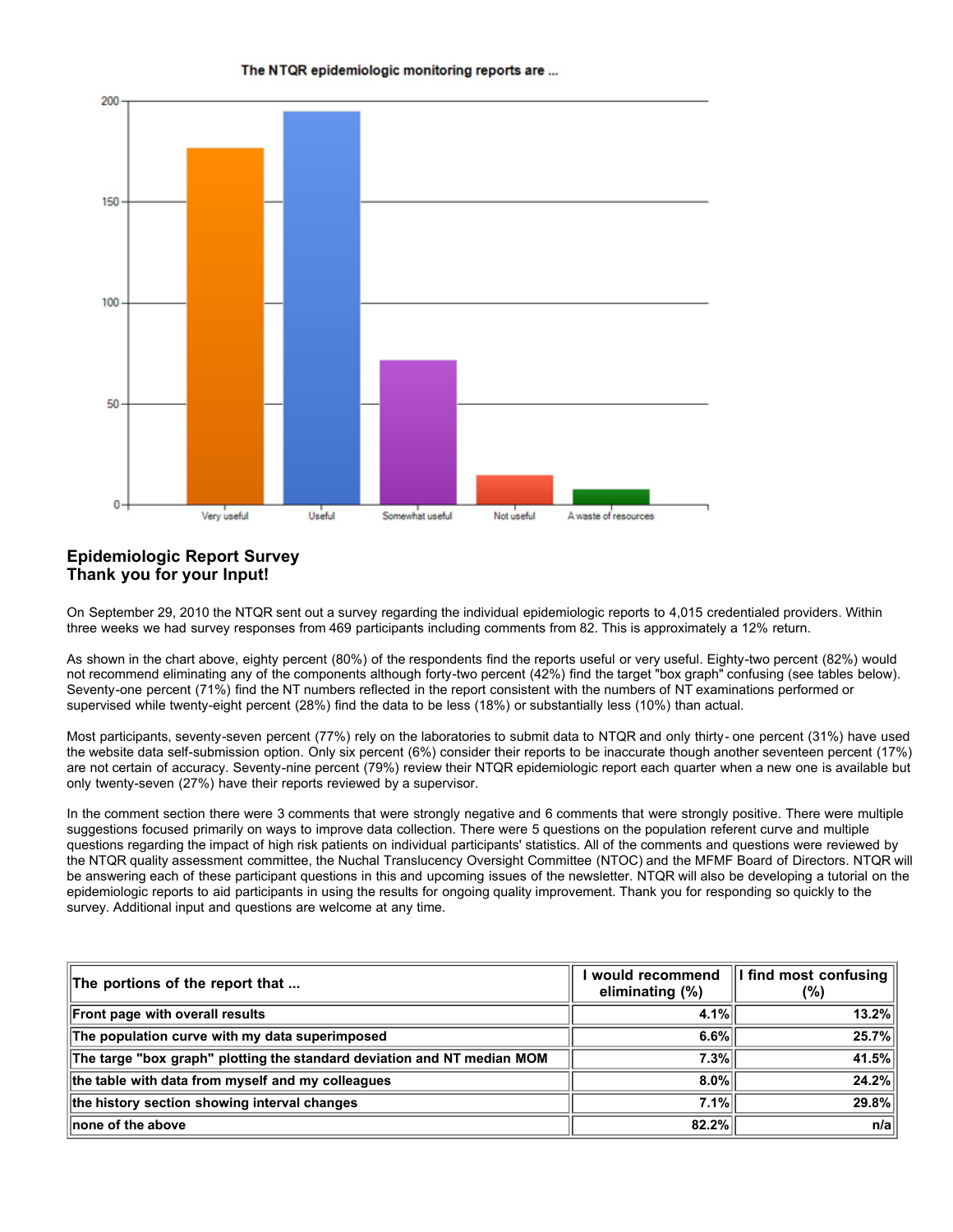The NTQR epidemiologic monitoring reports are ...

## Epidemiologic Report Survey
## Thank you for your Input!

On September 29, 2010 the NTQR sent out a survey regarding the individual epidemiologic reports to 4,015 credentialed providers. Within three weeks we had survey responses from 469 participants including comments from 82. This is approximately a 12% return.

As shown in the chart above, eighty percent (80%) of the respondents find the reports useful or very useful. Eighty-two percent (82%) would not recommend eliminating any of the components although forty-two percent (42%) find the target "box graph" confusing (see tables below). Seventy-one percent (71%) find the NT numbers reflected in the report consistent with the numbers of NT examinations performed or supervised while twenty-eight percent (28%) find the data to be less (18%) or substantially less (10%) than actual.

Most participants, seventy-seven percent (77%) rely on the laboratories to submit data to NTQR and only thirty- one percent (31%) have used the website data self-submission option. Only six percent (6%) consider their reports to be inaccurate though another seventeen percent (17%) are not certain of accuracy. Seventy-nine percent (79%) review their NTQR epidemiologic report each quarter when a new one is available but only twenty-seven (27%) have their reports reviewed by a supervisor.

In the comment section there were 3 comments that were strongly negative and 6 comments that were strongly positive. There were multiple suggestions focused primarily on ways to improve data collection. There were 5 questions on the population referent curve and multiple questions regarding the impact of high risk patients on individual participants' statistics. All of the comments and questions were reviewed by the NTQR quality assessment committee, the Nuchal Translucency Oversight Committee (NTOC) and the MFMF Board of Directors. NTQR will be answering each of these participant questions in this and upcoming issues of the newsletter. NTQR will also be developing a tutorial on the epidemiologic reports to aid participants in using the results for ongoing quality improvement. Thank you for responding so quickly to the survey. Additional input and questions are welcome at any time.

| The portions of the report that ... | I would recommend eliminating (%) | I find most confusing (%) |
|---|---|---|
| Front page with overall results | 4.1% | 13.2% |
| The population curve with my data superimposed | 6.6% | 25.7% |
| The targe "box graph" plotting the standard deviation and NT median MOM | 7.3% | 41.5% |
| the table with data from myself and my colleagues | 8.0% | 24.2% |
| the history section showing interval changes | 7.1% | 29.8% |
| none of the above | 82.2% | n/a |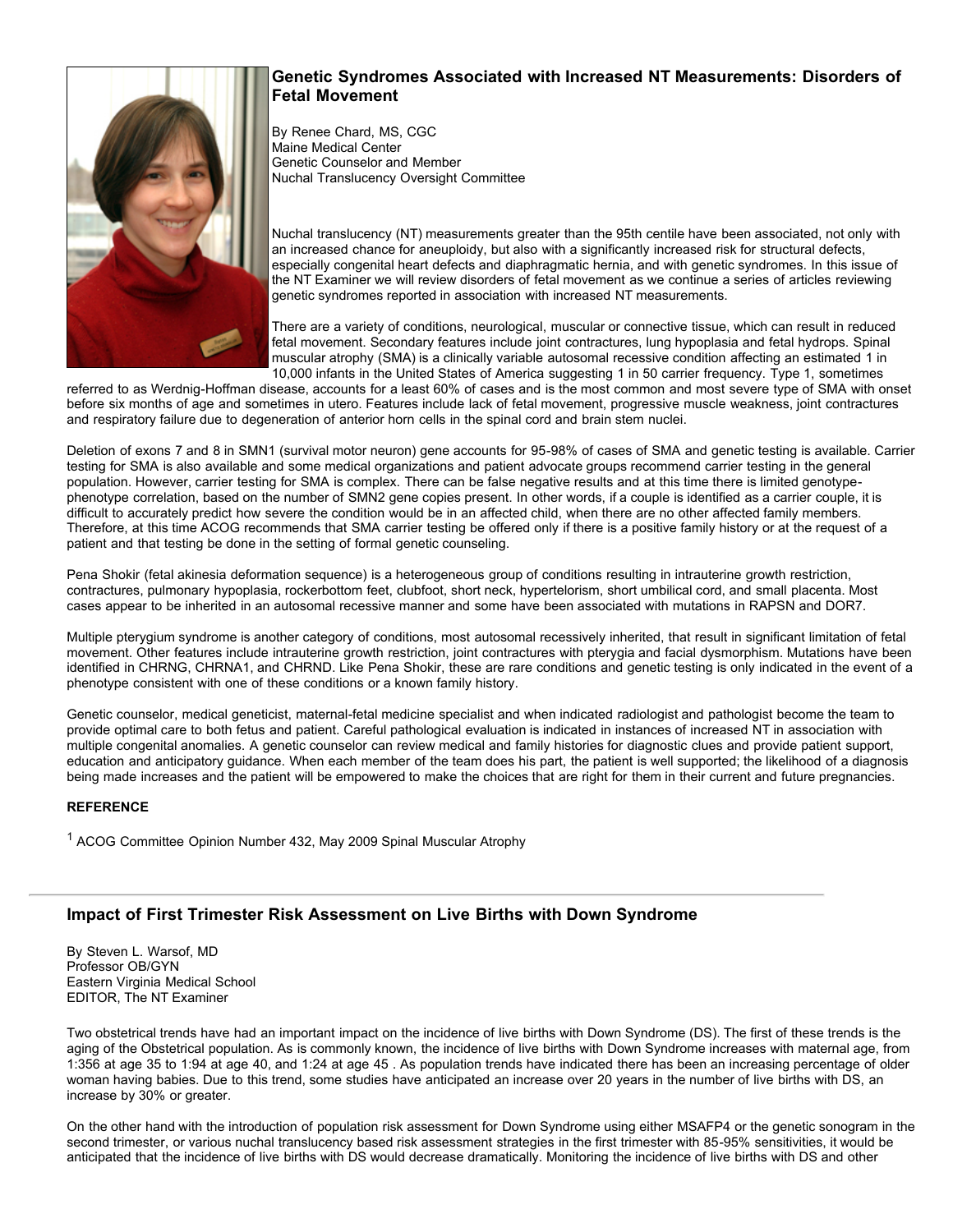## Genetic Syndromes Associated with Increased NT Measurements: Disorders of Fetal Movement

By Renee Chard, MS, CGC
Maine Medical Center
Genetic Counselor and Member
Nuchal Translucency Oversight Committee

Nuchal translucency (NT) measurements greater than the 95th centile have been associated, not only with an increased chance for aneuploidy, but also with a significantly increased risk for structural defects, especially congenital heart defects and diaphragmatic hernia, and with genetic syndromes. In this issue of the NT Examiner we will review disorders of fetal movement as we continue a series of articles reviewing genetic syndromes reported in association with increased NT measurements.

There are a variety of conditions, neurological, muscular or connective tissue, which can result in reduced fetal movement. Secondary features include joint contractures, lung hypoplasia and fetal hydrops. Spinal muscular atrophy (SMA) is a clinically variable autosomal recessive condition affecting an estimated 1 in 10,000 infants in the United States of America suggesting 1 in 50 carrier frequency. Type 1, sometimes referred to as Werdnig-Hoffman disease, accounts for a least 60% of cases and is the most common and most severe type of SMA with onset before six months of age and sometimes in utero. Features include lack of fetal movement, progressive muscle weakness, joint contractures and respiratory failure due to degeneration of anterior horn cells in the spinal cord and brain stem nuclei.

Deletion of exons 7 and 8 in SMN1 (survival motor neuron) gene accounts for 95-98% of cases of SMA and genetic testing is available. Carrier testing for SMA is also available and some medical organizations and patient advocate groups recommend carrier testing in the general population. However, carrier testing for SMA is complex. There can be false negative results and at this time there is limited genotype-phenotype correlation, based on the number of SMN2 gene copies present. In other words, if a couple is identified as a carrier couple, it is difficult to accurately predict how severe the condition would be in an affected child, when there are no other affected family members. Therefore, at this time ACOG recommends that SMA carrier testing be offered only if there is a positive family history or at the request of a patient and that testing be done in the setting of formal genetic counseling.

Pena Shokir (fetal akinesia deformation sequence) is a heterogeneous group of conditions resulting in intrauterine growth restriction, contractures, pulmonary hypoplasia, rockerbottom feet, clubfoot, short neck, hypertelorism, short umbilical cord, and small placenta. Most cases appear to be inherited in an autosomal recessive manner and some have been associated with mutations in RAPSN and DOR7.

Multiple pterygium syndrome is another category of conditions, most autosomal recessively inherited, that result in significant limitation of fetal movement. Other features include intrauterine growth restriction, joint contractures with pterygia and facial dysmorphism. Mutations have been identified in CHRNG, CHRNA1, and CHRND. Like Pena Shokir, these are rare conditions and genetic testing is only indicated in the event of a phenotype consistent with one of these conditions or a known family history.

Genetic counselor, medical geneticist, maternal-fetal medicine specialist and when indicated radiologist and pathologist become the team to provide optimal care to both fetus and patient. Careful pathological evaluation is indicated in instances of increased NT in association with multiple congenital anomalies. A genetic counselor can review medical and family histories for diagnostic clues and provide patient support, education and anticipatory guidance. When each member of the team does his part, the patient is well supported; the likelihood of a diagnosis being made increases and the patient will be empowered to make the choices that are right for them in their current and future pregnancies.

**REFERENCE**

[1] ACOG Committee Opinion Number 432, May 2009 Spinal Muscular Atrophy

---

## Impact of First Trimester Risk Assessment on Live Births with Down Syndrome

By Steven L. Warsof, MD
Professor OB/GYN
Eastern Virginia Medical School
EDITOR, The NT Examiner

Two obstetrical trends have had an important impact on the incidence of live births with Down Syndrome (DS). The first of these trends is the aging of the Obstetrical population. As is commonly known, the incidence of live births with Down Syndrome increases with maternal age, from 1:356 at age 35 to 1:94 at age 40, and 1:24 at age 45 . As population trends have indicated there has been an increasing percentage of older woman having babies. Due to this trend, some studies have anticipated an increase over 20 years in the number of live births with DS, an increase by 30% or greater.

On the other hand with the introduction of population risk assessment for Down Syndrome using either MSAFP4 or the genetic sonogram in the second trimester, or various nuchal translucency based risk assessment strategies in the first trimester with 85-95% sensitivities, it would be anticipated that the incidence of live births with DS would decrease dramatically. Monitoring the incidence of live births with DS and other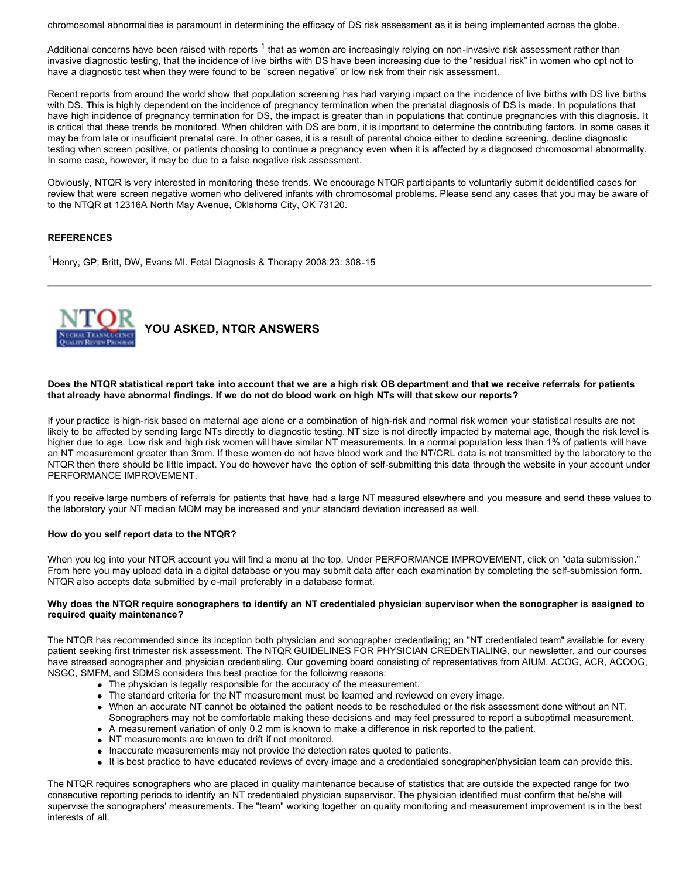chromosomal abnormalities is paramount in determining the efficacy of DS risk assessment as it is being implemented across the globe.

Additional concerns have been raised with reports [1] that as women are increasingly relying on non-invasive risk assessment rather than invasive diagnostic testing, that the incidence of live births with DS have been increasing due to the “residual risk” in women who opt not to have a diagnostic test when they were found to be “screen negative” or low risk from their risk assessment.

Recent reports from around the world show that population screening has had varying impact on the incidence of live births with DS live births with DS. This is highly dependent on the incidence of pregnancy termination when the prenatal diagnosis of DS is made. In populations that have high incidence of pregnancy termination for DS, the impact is greater than in populations that continue pregnancies with this diagnosis. It is critical that these trends be monitored. When children with DS are born, it is important to determine the contributing factors. In some cases it may be from late or insufficient prenatal care. In other cases, it is a result of parental choice either to decline screening, decline diagnostic testing when screen positive, or patients choosing to continue a pregnancy even when it is affected by a diagnosed chromosomal abnormality. In some case, however, it may be due to a false negative risk assessment.

Obviously, NTQR is very interested in monitoring these trends. We encourage NTQR participants to voluntarily submit deidentified cases for review that were screen negative women who delivered infants with chromosomal problems. Please send any cases that you may be aware of to the NTQR at 12316A North May Avenue, Oklahoma City, OK 73120.

**REFERENCES**

[1] Henry, GP, Britt, DW, Evans MI. Fetal Diagnosis & Therapy 2008:23: 308-15

---

## YOU ASKED, NTQR ANSWERS

**Does the NTQR statistical report take into account that we are a high risk OB department and that we receive referrals for patients that already have abnormal findings. If we do not do blood work on high NTs will that skew our reports?**

If your practice is high-risk based on maternal age alone or a combination of high-risk and normal risk women your statistical results are not likely to be affected by sending large NTs directly to diagnostic testing. NT size is not directly impacted by maternal age, though the risk level is higher due to age. Low risk and high risk women will have similar NT measurements. In a normal population less than 1% of patients will have an NT measurement greater than 3mm. If these women do not have blood work and the NT/CRL data is not transmitted by the laboratory to the NTQR then there should be little impact. You do however have the option of self-submitting this data through the website in your account under PERFORMANCE IMPROVEMENT.

If you receive large numbers of referrals for patients that have had a large NT measured elsewhere and you measure and send these values to the laboratory your NT median MOM may be increased and your standard deviation increased as well.

**How do you self report data to the NTQR?**

When you log into your NTQR account you will find a menu at the top. Under PERFORMANCE IMPROVEMENT, click on "data submission." From here you may upload data in a digital database or you may submit data after each examination by completing the self-submission form. NTQR also accepts data submitted by e-mail preferably in a database format.

**Why does the NTQR require sonographers to identify an NT credentialed physician supervisor when the sonographer is assigned to required quaity maintenance?**

The NTQR has recommended since its inception both physician and sonographer credentialing; an "NT credentialed team" available for every patient seeking first trimester risk assessment. The NTQR GUIDELINES FOR PHYSICIAN CREDENTIALING, our newsletter, and our courses have stressed sonographer and physician credentialing. Our governing board consisting of representatives from AIUM, ACOG, ACR, ACOOG, NSGC, SMFM, and SDMS considers this best practice for the folloiwng reasons:

- The physician is legally responsible for the accuracy of the measurement.
- The standard criteria for the NT measurement must be learned and reviewed on every image.
- When an accurate NT cannot be obtained the patient needs to be rescheduled or the risk assessment done without an NT. Sonographers may not be comfortable making these decisions and may feel pressured to report a suboptimal measurement.
- A measurement variation of only 0.2 mm is known to make a difference in risk reported to the patient.
- NT measurements are known to drift if not monitored.
- Inaccurate measurements may not provide the detection rates quoted to patients.
- It is best practice to have educated reviews of every image and a credentialed sonographer/physician team can provide this.

The NTQR requires sonographers who are placed in quality maintenance because of statistics that are outside the expected range for two consecutive reporting periods to identify an NT credentialed physician supservisor. The physician identified must confirm that he/she will supervise the sonographers' measurements. The "team" working together on quality monitoring and measurement improvement is in the best interests of all.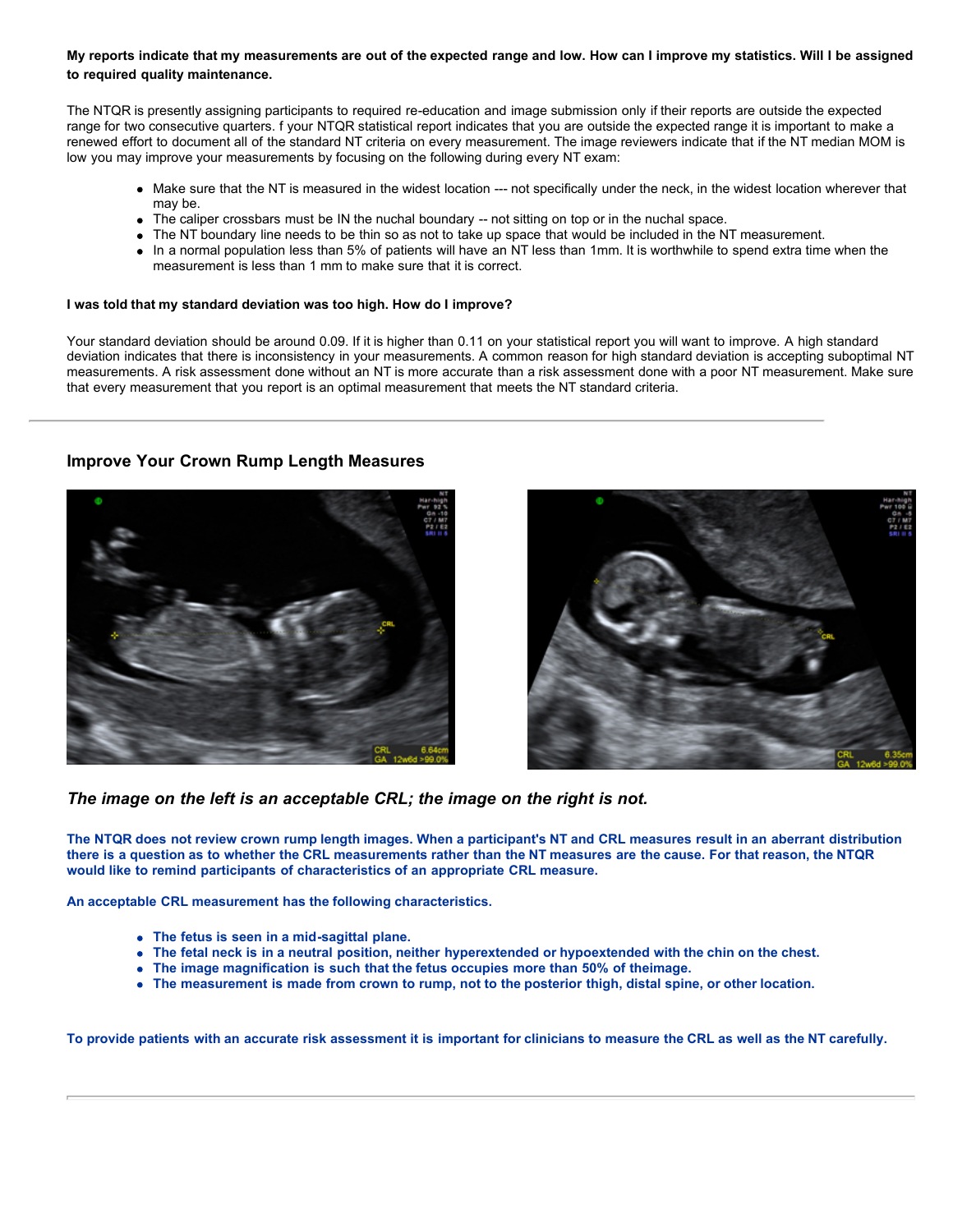**My reports indicate that my measurements are out of the expected range and low. How can I improve my statistics. Will I be assigned to required quality maintenance.**

The NTQR is presently assigning participants to required re-education and image submission only if their reports are outside the expected range for two consecutive quarters. f your NTQR statistical report indicates that you are outside the expected range it is important to make a renewed effort to document all of the standard NT criteria on every measurement. The image reviewers indicate that if the NT median MOM is low you may improve your measurements by focusing on the following during every NT exam:

- Make sure that the NT is measured in the widest location --- not specifically under the neck, in the widest location wherever that may be.
- The caliper crossbars must be IN the nuchal boundary -- not sitting on top or in the nuchal space.
- The NT boundary line needs to be thin so as not to take up space that would be included in the NT measurement.
- In a normal population less than 5% of patients will have an NT less than 1mm. It is worthwhile to spend extra time when the measurement is less than 1 mm to make sure that it is correct.

**I was told that my standard deviation was too high. How do I improve?**

Your standard deviation should be around 0.09. If it is higher than 0.11 on your statistical report you will want to improve. A high standard deviation indicates that there is inconsistency in your measurements. A common reason for high standard deviation is accepting suboptimal NT measurements. A risk assessment done without an NT is more accurate than a risk assessment done with a poor NT measurement. Make sure that every measurement that you report is an optimal measurement that meets the NT standard criteria.

---

## Improve Your Crown Rump Length Measures

***The image on the left is an acceptable CRL; the image on the right is not.***

**The NTQR does not review crown rump length images. When a participant's NT and CRL measures result in an aberrant distribution there is a question as to whether the CRL measurements rather than the NT measures are the cause. For that reason, the NTQR would like to remind participants of characteristics of an appropriate CRL measure.**

**An acceptable CRL measurement has the following characteristics.**

- **The fetus is seen in a mid-sagittal plane.**
- **The fetal neck is in a neutral position, neither hyperextended or hypoextended with the chin on the chest.**
- **The image magnification is such that the fetus occupies more than 50% of theimage.**
- **The measurement is made from crown to rump, not to the posterior thigh, distal spine, or other location.**

**To provide patients with an accurate risk assessment it is important for clinicians to measure the CRL as well as the NT carefully.**

---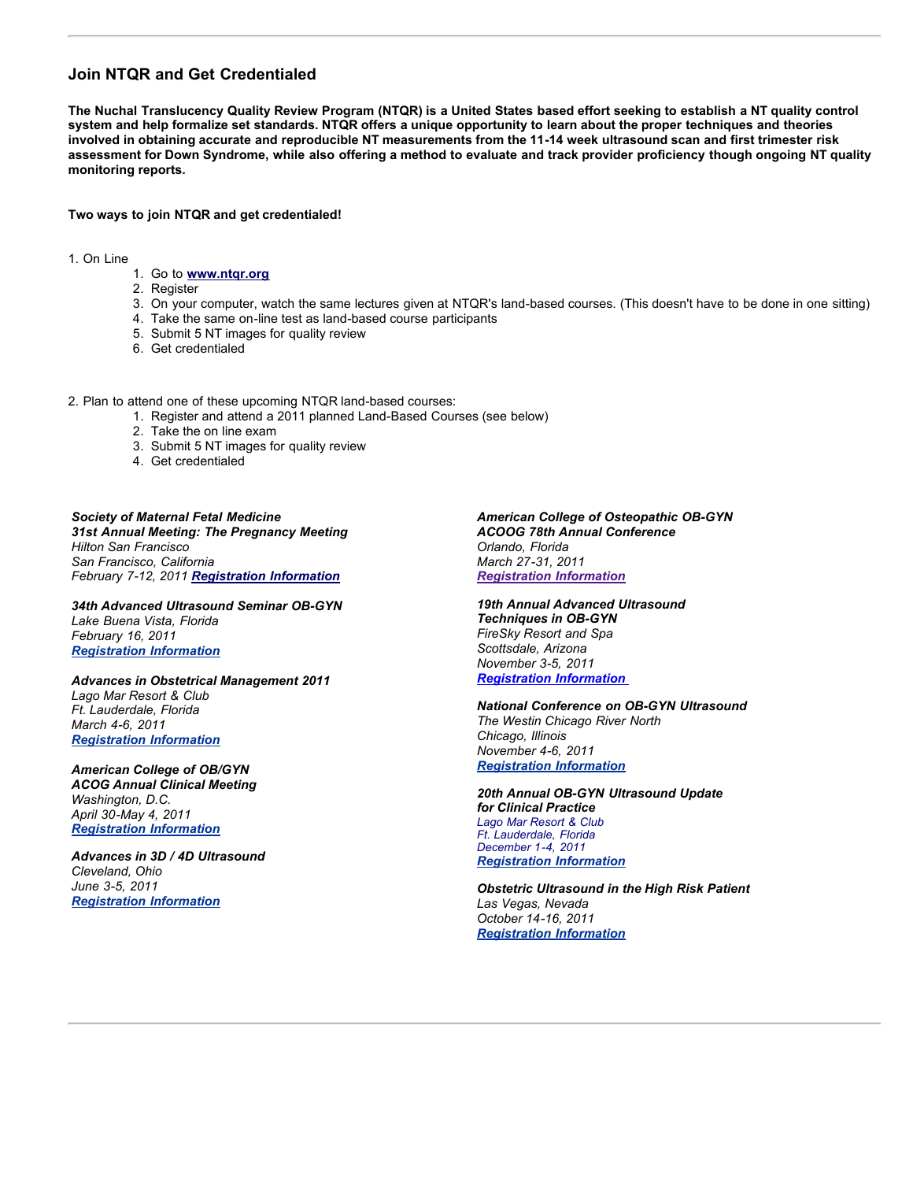## Join NTQR and Get Credentialed

**The Nuchal Translucency Quality Review Program (NTQR) is a United States based effort seeking to establish a NT quality control system and help formalize set standards. NTQR offers a unique opportunity to learn about the proper techniques and theories involved in obtaining accurate and reproducible NT measurements from the 11-14 week ultrasound scan and first trimester risk assessment for Down Syndrome, while also offering a method to evaluate and track provider proficiency though ongoing NT quality monitoring reports.**

**Two ways to join NTQR and get credentialed!**

1. On Line
    1. Go to **www.ntqr.org**
    2. Register
    3. On your computer, watch the same lectures given at NTQR's land-based courses. (This doesn't have to be done in one sitting)
    4. Take the same on-line test as land-based course participants
    5. Submit 5 NT images for quality review
    6. Get credentialed

2. Plan to attend one of these upcoming NTQR land-based courses:
    1. Register and attend a 2011 planned Land-Based Courses (see below)
    2. Take the on line exam
    3. Submit 5 NT images for quality review
    4. Get credentialed

***Society of Maternal Fetal Medicine***
***31st Annual Meeting: The Pregnancy Meeting***
*Hilton San Francisco*
*San Francisco, California*
*February 7-12, 2011* ***Registration Information***

***34th Advanced Ultrasound Seminar OB-GYN***
*Lake Buena Vista, Florida*
*February 16, 2011*
***Registration Information***

***Advances in Obstetrical Management 2011***
*Lago Mar Resort & Club*
*Ft. Lauderdale, Florida*
*March 4-6, 2011*
***Registration Information***

***American College of OB/GYN***
***ACOG Annual Clinical Meeting***
*Washington, D.C.*
*April 30-May 4, 2011*
***Registration Information***

***Advances in 3D / 4D Ultrasound***
*Cleveland, Ohio*
*June 3-5, 2011*
***Registration Information***

***American College of Osteopathic OB-GYN***
***ACOOG 78th Annual Conference***
*Orlando, Florida*
*March 27-31, 2011*
***Registration Information***

***19th Annual Advanced Ultrasound Techniques in OB-GYN***
*FireSky Resort and Spa*
*Scottsdale, Arizona*
*November 3-5, 2011*
***Registration Information***

***National Conference on OB-GYN Ultrasound***
*The Westin Chicago River North*
*Chicago, Illinois*
*November 4-6, 2011*
***Registration Information***

***20th Annual OB-GYN Ultrasound Update for Clinical Practice***
*Lago Mar Resort & Club*
*Ft. Lauderdale, Florida*
*December 1-4, 2011*
***Registration Information***

***Obstetric Ultrasound in the High Risk Patient***
*Las Vegas, Nevada*
*October 14-16, 2011*
***Registration Information***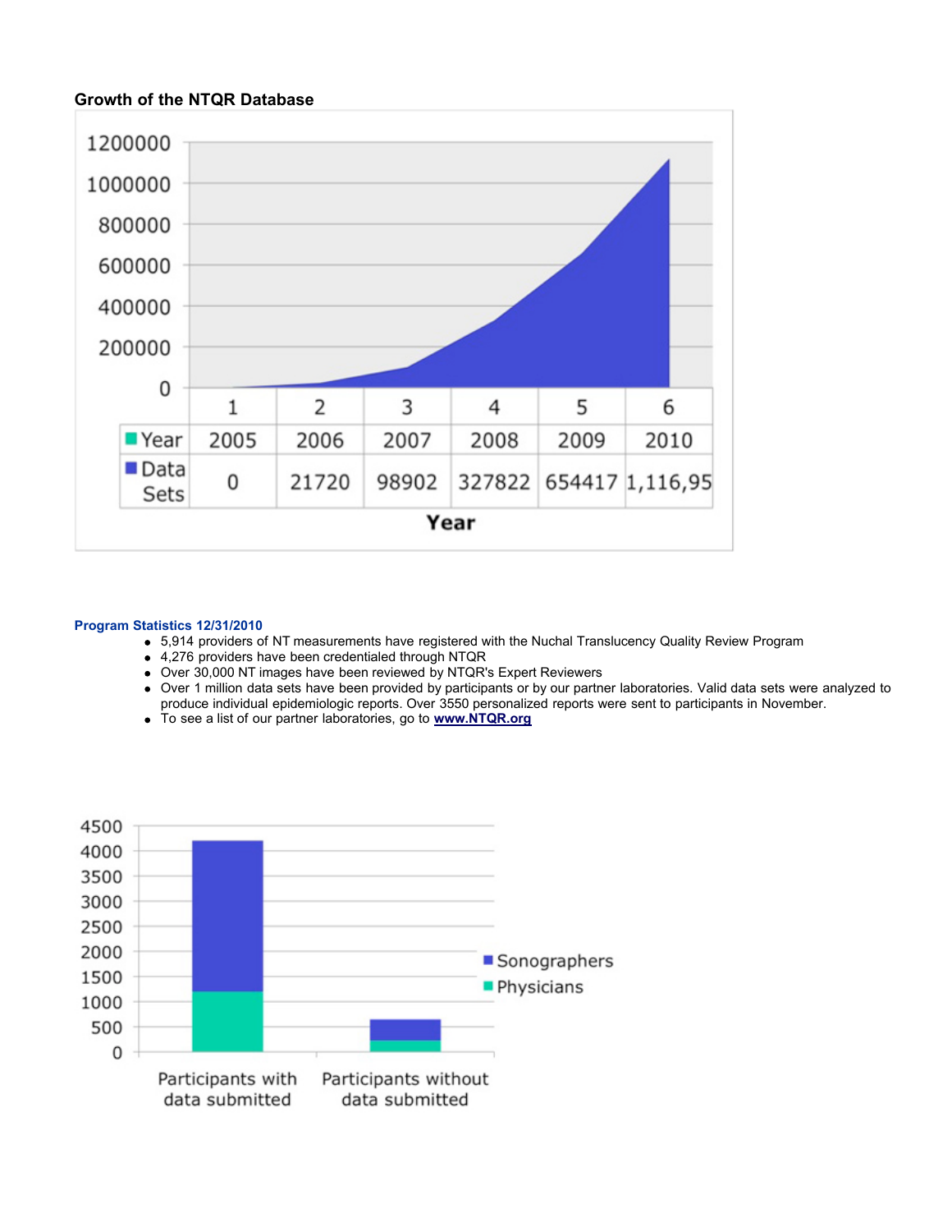**Growth of the NTQR Database**

| | 1 | 2 | 3 | 4 | 5 | 6 |
|---|---|---|---|---|---|---|
| Year | 2005 | 2006 | 2007 | 2008 | 2009 | 2010 |
| Data Sets | 0 | 21720 | 98902 | 327822 | 654417 | 1,116,95 |

**Program Statistics 12/31/2010**

- 5,914 providers of NT measurements have registered with the Nuchal Translucency Quality Review Program
- 4,276 providers have been credentialed through NTQR
- Over 30,000 NT images have been reviewed by NTQR's Expert Reviewers
- Over 1 million data sets have been provided by participants or by our partner laboratories. Valid data sets were analyzed to produce individual epidemiologic reports. Over 3550 personalized reports were sent to participants in November.
- To see a list of our partner laboratories, go to **www.NTQR.org**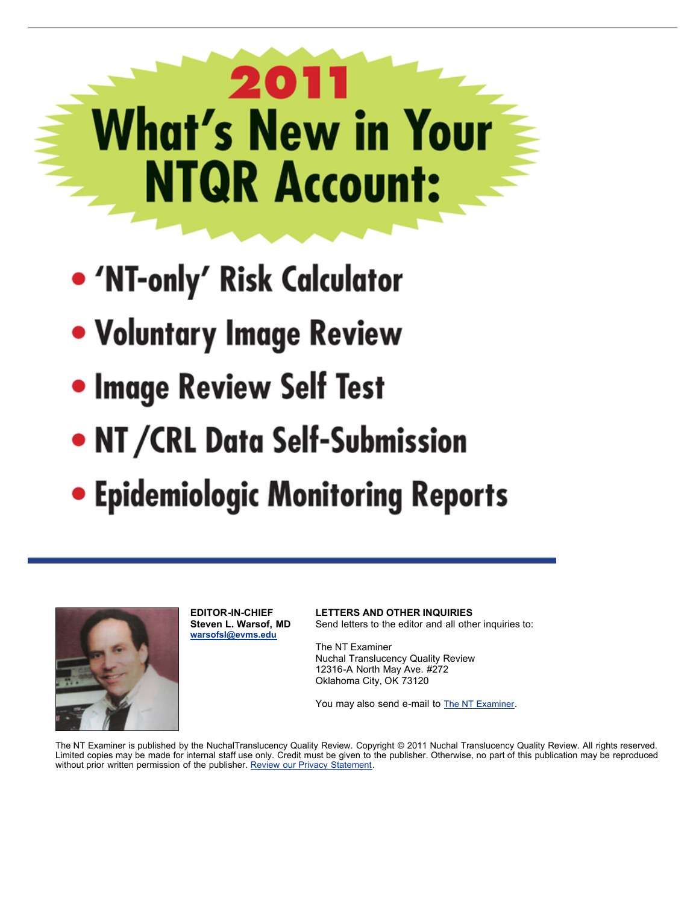# 2011 What's New in Your NTQR Account:

- 'NT-only' Risk Calculator
- Voluntary Image Review
- Image Review Self Test
- NT /CRL Data Self-Submission
- Epidemiologic Monitoring Reports

---

**EDITOR-IN-CHIEF**
**Steven L. Warsof, MD**
**warsofsl@evms.edu**

**LETTERS AND OTHER INQUIRIES**
Send letters to the editor and all other inquiries to:

The NT Examiner
Nuchal Translucency Quality Review
12316-A North May Ave. #272
Oklahoma City, OK 73120

You may also send e-mail to The NT Examiner.

The NT Examiner is published by the NuchalTranslucency Quality Review. Copyright © 2011 Nuchal Translucency Quality Review. All rights reserved. Limited copies may be made for internal staff use only. Credit must be given to the publisher. Otherwise, no part of this publication may be reproduced without prior written permission of the publisher. Review our Privacy Statement.